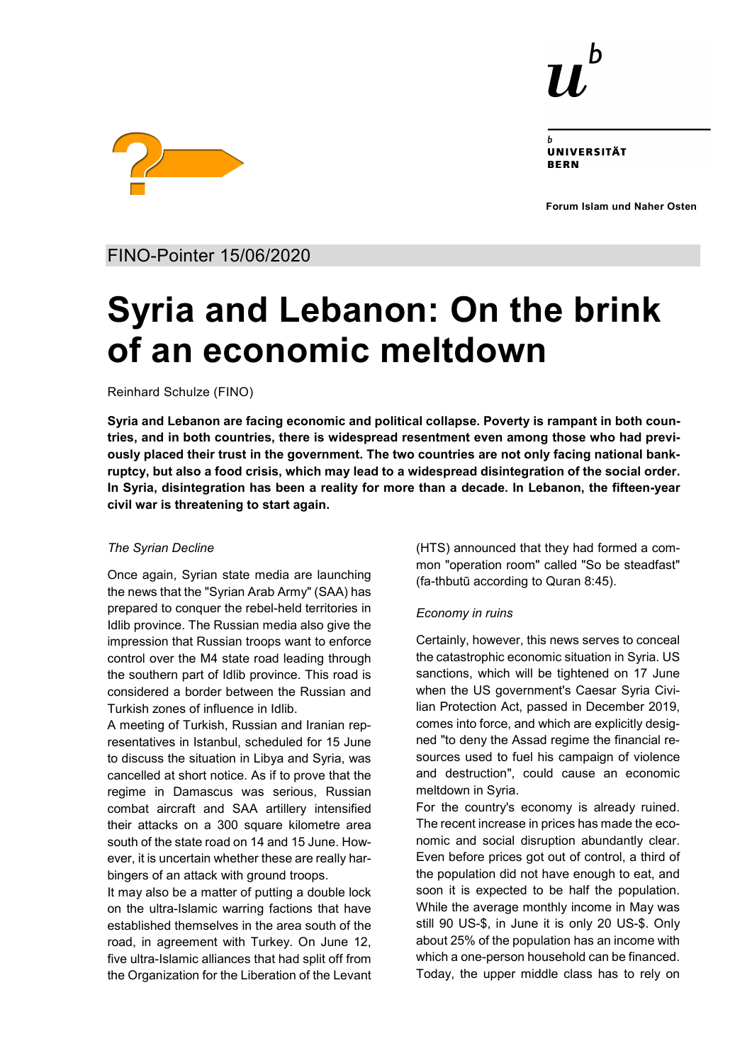UNIVERSITÄT BERN

Forum Islam und Naher Osten

FINO-Pointer 15/06/2020

# Syria and Lebanon: On the brink of an economic meltdown

Reinhard Schulze (FINO)

**Syria and Lebanon are facing economic and political collapse. Poverty is rampant in both countries, and in both countries, there is widespread resentment even among those who had previously placed their trust in the government. The two countries are not only facing national bankruptcy, but also a food crisis, which may lead to a widespread disintegration of the social order. In Syria, disintegration has been a reality for more than a decade. In Lebanon, the fifteen-year civil war is threatening to start again.**

*The Syrian Decline*

Once again, Syrian state media are launching the news that the "Syrian Arab Army" (SAA) has prepared to conquer the rebel-held territories in Idlib province. The Russian media also give the impression that Russian troops want to enforce control over the M4 state road leading through the southern part of Idlib province. This road is considered a border between the Russian and Turkish zones of influence in Idlib.

A meeting of Turkish, Russian and Iranian representatives in Istanbul, scheduled for 15 June to discuss the situation in Libya and Syria, was cancelled at short notice. As if to prove that the regime in Damascus was serious, Russian combat aircraft and SAA artillery intensified their attacks on a 300 square kilometre area south of the state road on 14 and 15 June. However, it is uncertain whether these are really harbingers of an attack with ground troops.

It may also be a matter of putting a double lock on the ultra-Islamic warring factions that have established themselves in the area south of the road, in agreement with Turkey. On June 12, five ultra-Islamic alliances that had split off from the Organization for the Liberation of the Levant (HTS) announced that they had formed a common "operation room" called "So be steadfast" (fa-thbutū according to Quran 8:45).

*Economy in ruins*

Certainly, however, this news serves to conceal the catastrophic economic situation in Syria. US sanctions, which will be tightened on 17 June when the US government's Caesar Syria Civilian Protection Act, passed in December 2019, comes into force, and which are explicitly designed "to deny the Assad regime the financial resources used to fuel his campaign of violence and destruction", could cause an economic meltdown in Syria.

For the country's economy is already ruined. The recent increase in prices has made the economic and social disruption abundantly clear. Even before prices got out of control, a third of the population did not have enough to eat, and soon it is expected to be half the population. While the average monthly income in May was still 90 US-$, in June it is only 20 US-$. Only about 25% of the population has an income with which a one-person household can be financed. Today, the upper middle class has to rely on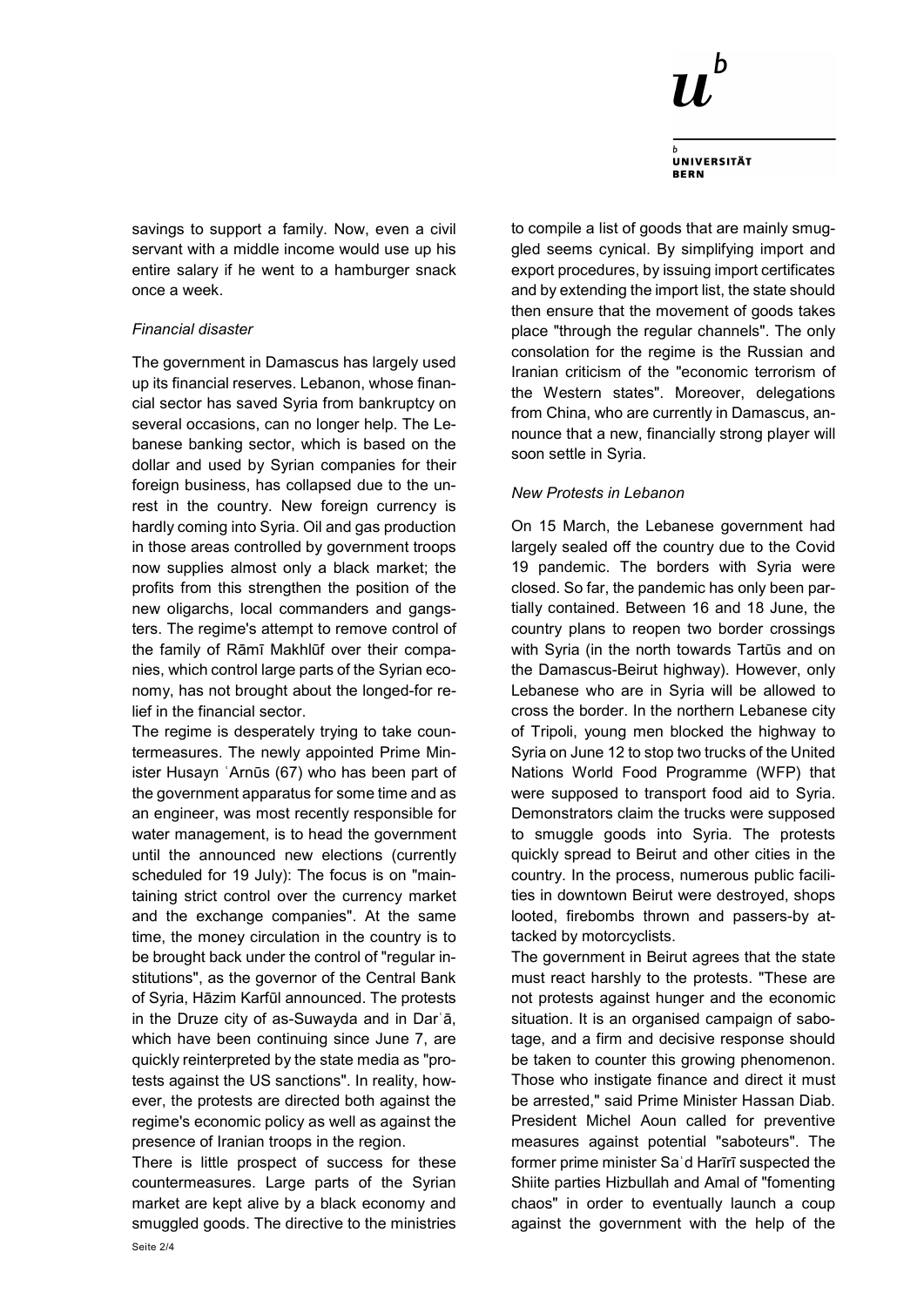savings to support a family. Now, even a civil servant with a middle income would use up his entire salary if he went to a hamburger snack once a week.

*Financial disaster*

The government in Damascus has largely used up its financial reserves. Lebanon, whose financial sector has saved Syria from bankruptcy on several occasions, can no longer help. The Lebanese banking sector, which is based on the dollar and used by Syrian companies for their foreign business, has collapsed due to the unrest in the country. New foreign currency is hardly coming into Syria. Oil and gas production in those areas controlled by government troops now supplies almost only a black market; the profits from this strengthen the position of the new oligarchs, local commanders and gangsters. The regime's attempt to remove control of the family of Rāmī Makhlūf over their companies, which control large parts of the Syrian economy, has not brought about the longed-for relief in the financial sector.

The regime is desperately trying to take countermeasures. The newly appointed Prime Minister Husayn ʿArnūs (67) who has been part of the government apparatus for some time and as an engineer, was most recently responsible for water management, is to head the government until the announced new elections (currently scheduled for 19 July): The focus is on "maintaining strict control over the currency market and the exchange companies". At the same time, the money circulation in the country is to be brought back under the control of "regular institutions", as the governor of the Central Bank of Syria, Hāzim Karfūl announced. The protests in the Druze city of as-Suwayda and in Darʿā, which have been continuing since June 7, are quickly reinterpreted by the state media as "protests against the US sanctions". In reality, however, the protests are directed both against the regime's economic policy as well as against the presence of Iranian troops in the region.

There is little prospect of success for these countermeasures. Large parts of the Syrian market are kept alive by a black economy and smuggled goods. The directive to the ministries to compile a list of goods that are mainly smuggled seems cynical. By simplifying import and export procedures, by issuing import certificates and by extending the import list, the state should then ensure that the movement of goods takes place "through the regular channels". The only consolation for the regime is the Russian and Iranian criticism of the "economic terrorism of the Western states". Moreover, delegations from China, who are currently in Damascus, announce that a new, financially strong player will soon settle in Syria.

*New Protests in Lebanon*

On 15 March, the Lebanese government had largely sealed off the country due to the Covid 19 pandemic. The borders with Syria were closed. So far, the pandemic has only been partially contained. Between 16 and 18 June, the country plans to reopen two border crossings with Syria (in the north towards Tartūs and on the Damascus-Beirut highway). However, only Lebanese who are in Syria will be allowed to cross the border. In the northern Lebanese city of Tripoli, young men blocked the highway to Syria on June 12 to stop two trucks of the United Nations World Food Programme (WFP) that were supposed to transport food aid to Syria. Demonstrators claim the trucks were supposed to smuggle goods into Syria. The protests quickly spread to Beirut and other cities in the country. In the process, numerous public facilities in downtown Beirut were destroyed, shops looted, firebombs thrown and passers-by attacked by motorcyclists.

The government in Beirut agrees that the state must react harshly to the protests. "These are not protests against hunger and the economic situation. It is an organised campaign of sabotage, and a firm and decisive response should be taken to counter this growing phenomenon. Those who instigate finance and direct it must be arrested," said Prime Minister Hassan Diab. President Michel Aoun called for preventive measures against potential "saboteurs". The former prime minister Saʿd Harīrī suspected the Shiite parties Hizbullah and Amal of "fomenting chaos" in order to eventually launch a coup against the government with the help of the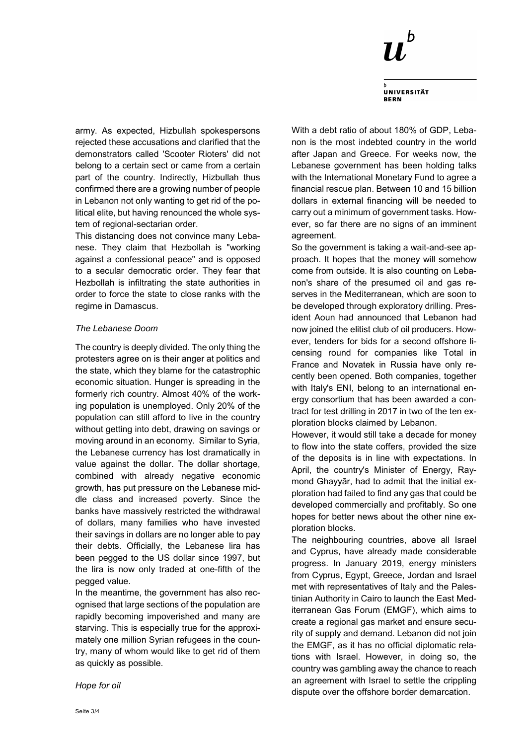army. As expected, Hizbullah spokespersons rejected these accusations and clarified that the demonstrators called 'Scooter Rioters' did not belong to a certain sect or came from a certain part of the country. Indirectly, Hizbullah thus confirmed there are a growing number of people in Lebanon not only wanting to get rid of the political elite, but having renounced the whole system of regional-sectarian order.

This distancing does not convince many Lebanese. They claim that Hezbollah is "working against a confessional peace" and is opposed to a secular democratic order. They fear that Hezbollah is infiltrating the state authorities in order to force the state to close ranks with the regime in Damascus.

*The Lebanese Doom*

The country is deeply divided. The only thing the protesters agree on is their anger at politics and the state, which they blame for the catastrophic economic situation. Hunger is spreading in the formerly rich country. Almost 40% of the working population is unemployed. Only 20% of the population can still afford to live in the country without getting into debt, drawing on savings or moving around in an economy. Similar to Syria, the Lebanese currency has lost dramatically in value against the dollar. The dollar shortage, combined with already negative economic growth, has put pressure on the Lebanese middle class and increased poverty. Since the banks have massively restricted the withdrawal of dollars, many families who have invested their savings in dollars are no longer able to pay their debts. Officially, the Lebanese lira has been pegged to the US dollar since 1997, but the lira is now only traded at one-fifth of the pegged value.

In the meantime, the government has also recognised that large sections of the population are rapidly becoming impoverished and many are starving. This is especially true for the approximately one million Syrian refugees in the country, many of whom would like to get rid of them as quickly as possible.

*Hope for oil*

With a debt ratio of about 180% of GDP, Lebanon is the most indebted country in the world after Japan and Greece. For weeks now, the Lebanese government has been holding talks with the International Monetary Fund to agree a financial rescue plan. Between 10 and 15 billion dollars in external financing will be needed to carry out a minimum of government tasks. However, so far there are no signs of an imminent agreement.

So the government is taking a wait-and-see approach. It hopes that the money will somehow come from outside. It is also counting on Lebanon's share of the presumed oil and gas reserves in the Mediterranean, which are soon to be developed through exploratory drilling. President Aoun had announced that Lebanon had now joined the elitist club of oil producers. However, tenders for bids for a second offshore licensing round for companies like Total in France and Novatek in Russia have only recently been opened. Both companies, together with Italy's ENI, belong to an international energy consortium that has been awarded a contract for test drilling in 2017 in two of the ten exploration blocks claimed by Lebanon.

However, it would still take a decade for money to flow into the state coffers, provided the size of the deposits is in line with expectations. In April, the country's Minister of Energy, Raymond Ghayyār, had to admit that the initial exploration had failed to find any gas that could be developed commercially and profitably. So one hopes for better news about the other nine exploration blocks.

The neighbouring countries, above all Israel and Cyprus, have already made considerable progress. In January 2019, energy ministers from Cyprus, Egypt, Greece, Jordan and Israel met with representatives of Italy and the Palestinian Authority in Cairo to launch the East Mediterranean Gas Forum (EMGF), which aims to create a regional gas market and ensure security of supply and demand. Lebanon did not join the EMGF, as it has no official diplomatic relations with Israel. However, in doing so, the country was gambling away the chance to reach an agreement with Israel to settle the crippling dispute over the offshore border demarcation.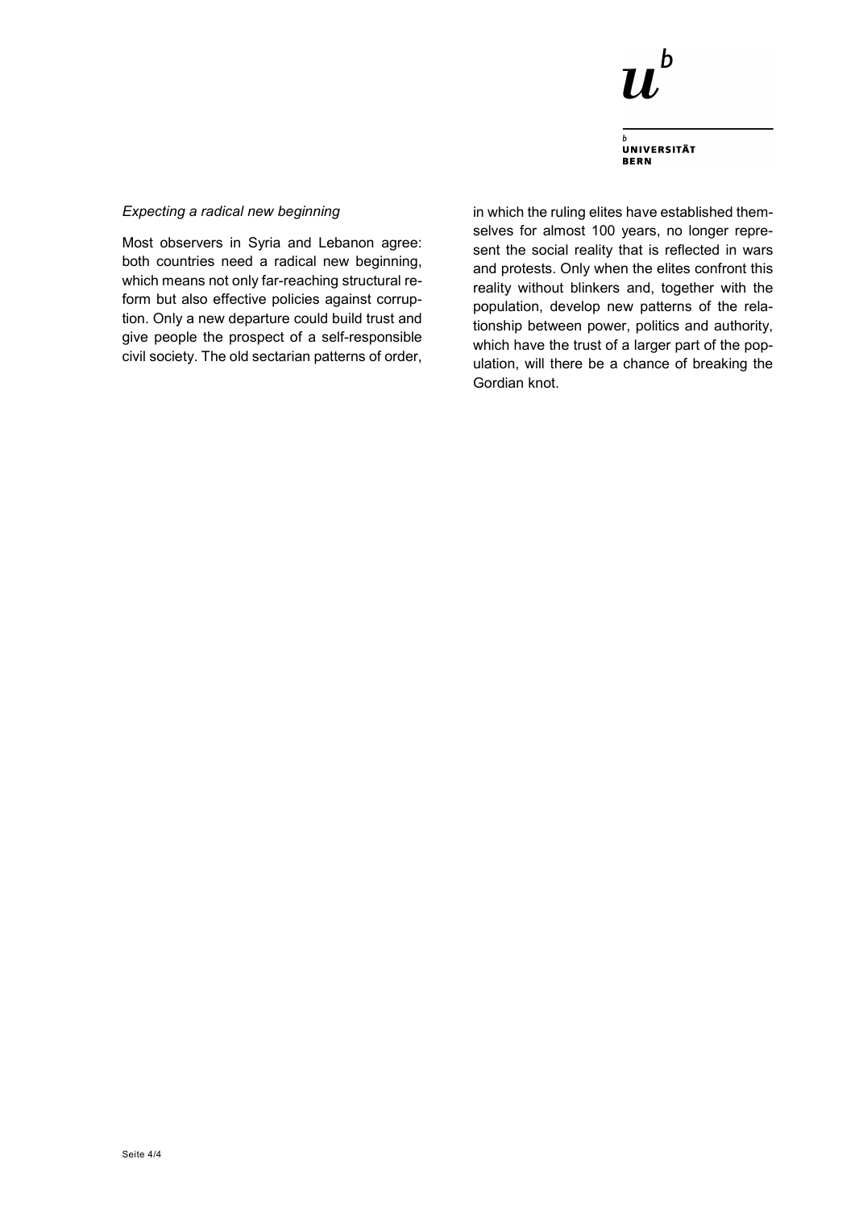*Expecting a radical new beginning*

Most observers in Syria and Lebanon agree: both countries need a radical new beginning, which means not only far-reaching structural reform but also effective policies against corruption. Only a new departure could build trust and give people the prospect of a self-responsible civil society. The old sectarian patterns of order, in which the ruling elites have established themselves for almost 100 years, no longer represent the social reality that is reflected in wars and protests. Only when the elites confront this reality without blinkers and, together with the population, develop new patterns of the relationship between power, politics and authority, which have the trust of a larger part of the population, will there be a chance of breaking the Gordian knot.